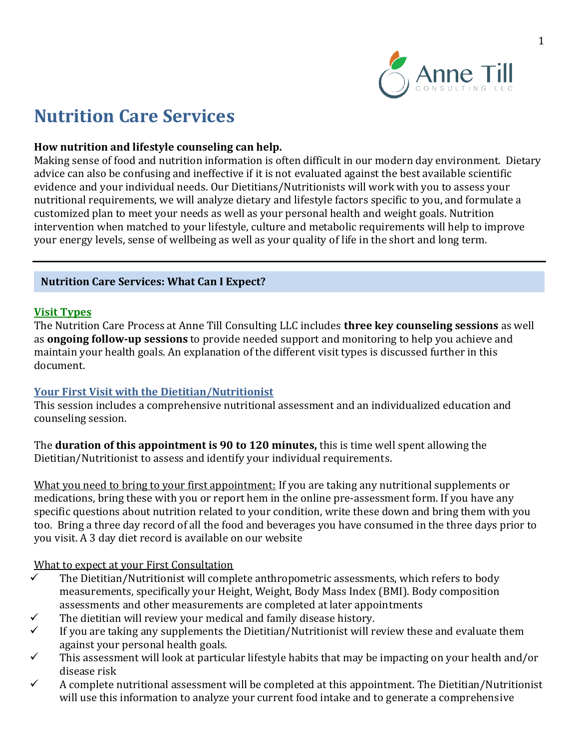# Nutrition Care Services

**How nutrition and lifestyle counseling can help.**
Making sense of food and nutrition information is often difficult in our modern day environment. Dietary advice can also be confusing and ineffective if it is not evaluated against the best available scientific evidence and your individual needs. Our Dietitians/Nutritionists will work with you to assess your nutritional requirements, we will analyze dietary and lifestyle factors specific to you, and formulate a customized plan to meet your needs as well as your personal health and weight goals. Nutrition intervention when matched to your lifestyle, culture and metabolic requirements will help to improve your energy levels, sense of wellbeing as well as your quality of life in the short and long term.

---

## Nutrition Care Services: What Can I Expect?

### Visit Types

The Nutrition Care Process at Anne Till Consulting LLC includes **three key counseling sessions** as well as **ongoing follow-up sessions** to provide needed support and monitoring to help you achieve and maintain your health goals. An explanation of the different visit types is discussed further in this document.

### Your First Visit with the Dietitian/Nutritionist

This session includes a comprehensive nutritional assessment and an individualized education and counseling session.

The **duration of this appointment is 90 to 120 minutes,** this is time well spent allowing the Dietitian/Nutritionist to assess and identify your individual requirements.

What you need to bring to your first appointment: If you are taking any nutritional supplements or medications, bring these with you or report hem in the online pre-assessment form. If you have any specific questions about nutrition related to your condition, write these down and bring them with you too. Bring a three day record of all the food and beverages you have consumed in the three days prior to you visit. A 3 day diet record is available on our website

What to expect at your First Consultation

- ✓ The Dietitian/Nutritionist will complete anthropometric assessments, which refers to body measurements, specifically your Height, Weight, Body Mass Index (BMI). Body composition assessments and other measurements are completed at later appointments
- ✓ The dietitian will review your medical and family disease history.
- ✓ If you are taking any supplements the Dietitian/Nutritionist will review these and evaluate them against your personal health goals.
- ✓ This assessment will look at particular lifestyle habits that may be impacting on your health and/or disease risk
- ✓ A complete nutritional assessment will be completed at this appointment. The Dietitian/Nutritionist will use this information to analyze your current food intake and to generate a comprehensive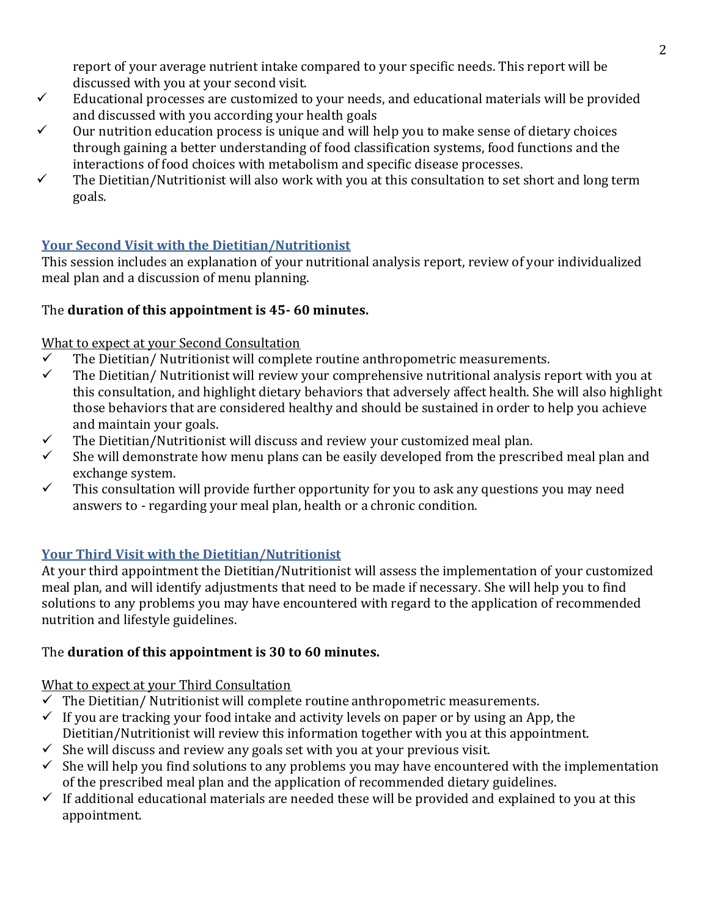report of your average nutrient intake compared to your specific needs. This report will be discussed with you at your second visit.

- ✓ Educational processes are customized to your needs, and educational materials will be provided and discussed with you according your health goals
- ✓ Our nutrition education process is unique and will help you to make sense of dietary choices through gaining a better understanding of food classification systems, food functions and the interactions of food choices with metabolism and specific disease processes.
- ✓ The Dietitian/Nutritionist will also work with you at this consultation to set short and long term goals.

## Your Second Visit with the Dietitian/Nutritionist

This session includes an explanation of your nutritional analysis report, review of your individualized meal plan and a discussion of menu planning.

The **duration of this appointment is 45- 60 minutes.**

What to expect at your Second Consultation

- ✓ The Dietitian/ Nutritionist will complete routine anthropometric measurements.
- ✓ The Dietitian/ Nutritionist will review your comprehensive nutritional analysis report with you at this consultation, and highlight dietary behaviors that adversely affect health. She will also highlight those behaviors that are considered healthy and should be sustained in order to help you achieve and maintain your goals.
- ✓ The Dietitian/Nutritionist will discuss and review your customized meal plan.
- ✓ She will demonstrate how menu plans can be easily developed from the prescribed meal plan and exchange system.
- ✓ This consultation will provide further opportunity for you to ask any questions you may need answers to - regarding your meal plan, health or a chronic condition.

## Your Third Visit with the Dietitian/Nutritionist

At your third appointment the Dietitian/Nutritionist will assess the implementation of your customized meal plan, and will identify adjustments that need to be made if necessary. She will help you to find solutions to any problems you may have encountered with regard to the application of recommended nutrition and lifestyle guidelines.

The **duration of this appointment is 30 to 60 minutes.**

What to expect at your Third Consultation

- ✓ The Dietitian/ Nutritionist will complete routine anthropometric measurements.
- ✓ If you are tracking your food intake and activity levels on paper or by using an App, the Dietitian/Nutritionist will review this information together with you at this appointment.
- ✓ She will discuss and review any goals set with you at your previous visit.
- ✓ She will help you find solutions to any problems you may have encountered with the implementation of the prescribed meal plan and the application of recommended dietary guidelines.
- ✓ If additional educational materials are needed these will be provided and explained to you at this appointment.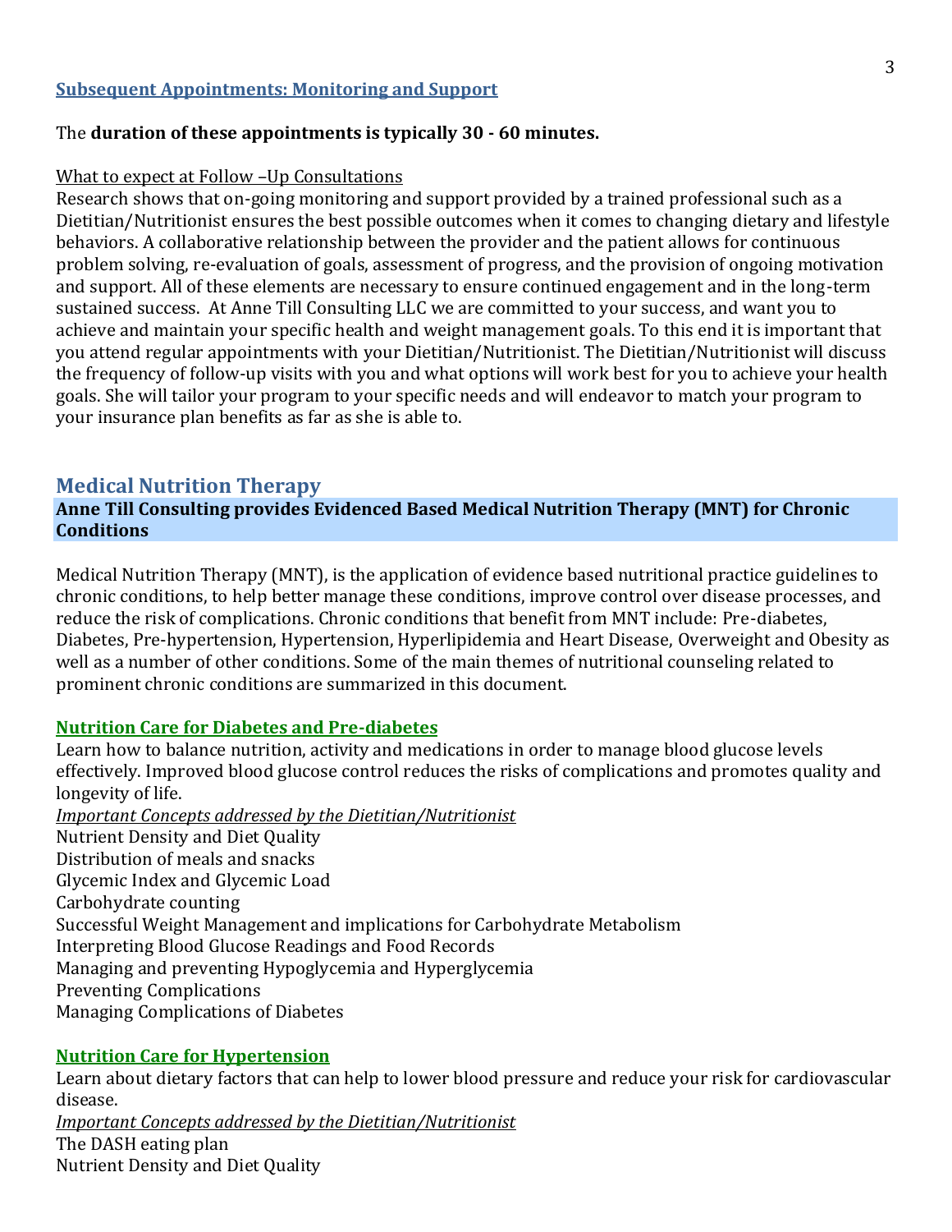## Subsequent Appointments: Monitoring and Support

The **duration of these appointments is typically 30 - 60 minutes.**

What to expect at Follow –Up Consultations

Research shows that on-going monitoring and support provided by a trained professional such as a Dietitian/Nutritionist ensures the best possible outcomes when it comes to changing dietary and lifestyle behaviors. A collaborative relationship between the provider and the patient allows for continuous problem solving, re-evaluation of goals, assessment of progress, and the provision of ongoing motivation and support. All of these elements are necessary to ensure continued engagement and in the long-term sustained success. At Anne Till Consulting LLC we are committed to your success, and want you to achieve and maintain your specific health and weight management goals. To this end it is important that you attend regular appointments with your Dietitian/Nutritionist. The Dietitian/Nutritionist will discuss the frequency of follow-up visits with you and what options will work best for you to achieve your health goals. She will tailor your program to your specific needs and will endeavor to match your program to your insurance plan benefits as far as she is able to.

# Medical Nutrition Therapy

**Anne Till Consulting provides Evidenced Based Medical Nutrition Therapy (MNT) for Chronic Conditions**

Medical Nutrition Therapy (MNT), is the application of evidence based nutritional practice guidelines to chronic conditions, to help better manage these conditions, improve control over disease processes, and reduce the risk of complications. Chronic conditions that benefit from MNT include: Pre-diabetes, Diabetes, Pre-hypertension, Hypertension, Hyperlipidemia and Heart Disease, Overweight and Obesity as well as a number of other conditions. Some of the main themes of nutritional counseling related to prominent chronic conditions are summarized in this document.

### Nutrition Care for Diabetes and Pre-diabetes

Learn how to balance nutrition, activity and medications in order to manage blood glucose levels effectively. Improved blood glucose control reduces the risks of complications and promotes quality and longevity of life.

*Important Concepts addressed by the Dietitian/Nutritionist*

Nutrient Density and Diet Quality
Distribution of meals and snacks
Glycemic Index and Glycemic Load
Carbohydrate counting
Successful Weight Management and implications for Carbohydrate Metabolism
Interpreting Blood Glucose Readings and Food Records
Managing and preventing Hypoglycemia and Hyperglycemia
Preventing Complications
Managing Complications of Diabetes

### Nutrition Care for Hypertension

Learn about dietary factors that can help to lower blood pressure and reduce your risk for cardiovascular disease.

*Important Concepts addressed by the Dietitian/Nutritionist*

The DASH eating plan
Nutrient Density and Diet Quality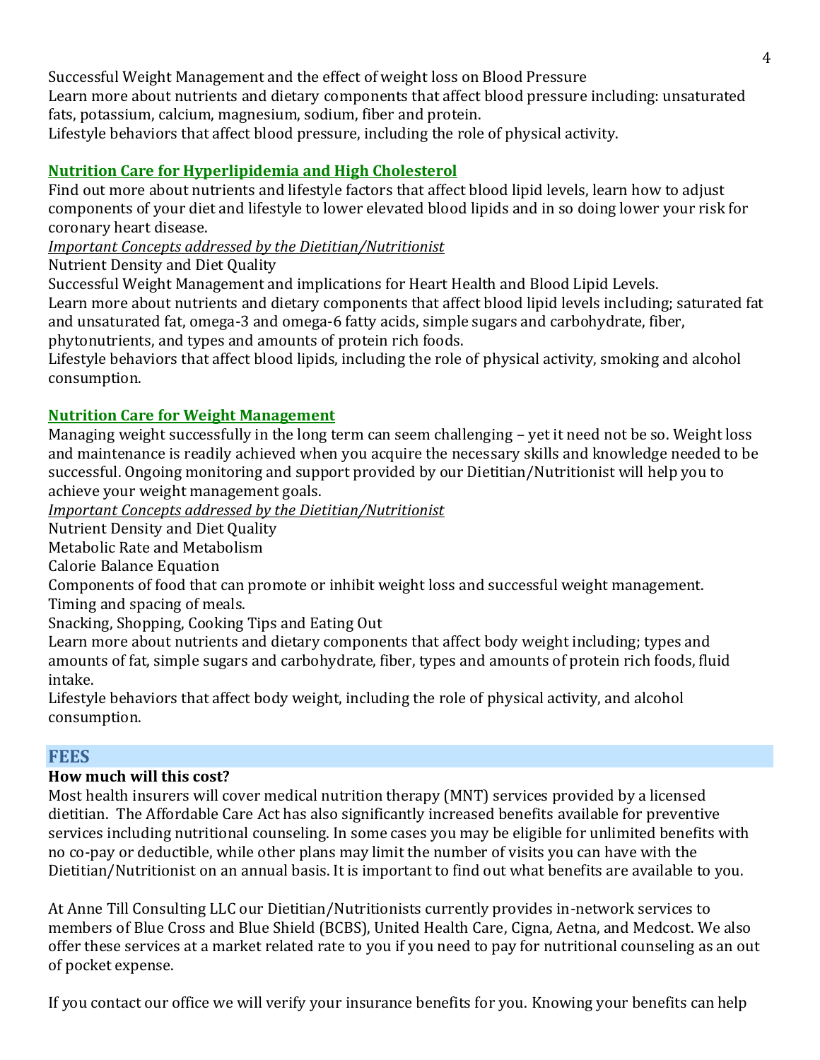Successful Weight Management and the effect of weight loss on Blood Pressure
Learn more about nutrients and dietary components that affect blood pressure including: unsaturated fats, potassium, calcium, magnesium, sodium, fiber and protein.
Lifestyle behaviors that affect blood pressure, including the role of physical activity.

### Nutrition Care for Hyperlipidemia and High Cholesterol

Find out more about nutrients and lifestyle factors that affect blood lipid levels, learn how to adjust components of your diet and lifestyle to lower elevated blood lipids and in so doing lower your risk for coronary heart disease.

*Important Concepts addressed by the Dietitian/Nutritionist*

Nutrient Density and Diet Quality
Successful Weight Management and implications for Heart Health and Blood Lipid Levels.
Learn more about nutrients and dietary components that affect blood lipid levels including; saturated fat and unsaturated fat, omega-3 and omega-6 fatty acids, simple sugars and carbohydrate, fiber, phytonutrients, and types and amounts of protein rich foods.
Lifestyle behaviors that affect blood lipids, including the role of physical activity, smoking and alcohol consumption.

### Nutrition Care for Weight Management

Managing weight successfully in the long term can seem challenging – yet it need not be so. Weight loss and maintenance is readily achieved when you acquire the necessary skills and knowledge needed to be successful. Ongoing monitoring and support provided by our Dietitian/Nutritionist will help you to achieve your weight management goals.

*Important Concepts addressed by the Dietitian/Nutritionist*

Nutrient Density and Diet Quality
Metabolic Rate and Metabolism
Calorie Balance Equation
Components of food that can promote or inhibit weight loss and successful weight management.
Timing and spacing of meals.
Snacking, Shopping, Cooking Tips and Eating Out
Learn more about nutrients and dietary components that affect body weight including; types and amounts of fat, simple sugars and carbohydrate, fiber, types and amounts of protein rich foods, fluid intake.
Lifestyle behaviors that affect body weight, including the role of physical activity, and alcohol consumption.

## FEES

**How much will this cost?**

Most health insurers will cover medical nutrition therapy (MNT) services provided by a licensed dietitian. The Affordable Care Act has also significantly increased benefits available for preventive services including nutritional counseling. In some cases you may be eligible for unlimited benefits with no co-pay or deductible, while other plans may limit the number of visits you can have with the Dietitian/Nutritionist on an annual basis. It is important to find out what benefits are available to you.

At Anne Till Consulting LLC our Dietitian/Nutritionists currently provides in-network services to members of Blue Cross and Blue Shield (BCBS), United Health Care, Cigna, Aetna, and Medcost. We also offer these services at a market related rate to you if you need to pay for nutritional counseling as an out of pocket expense.

If you contact our office we will verify your insurance benefits for you. Knowing your benefits can help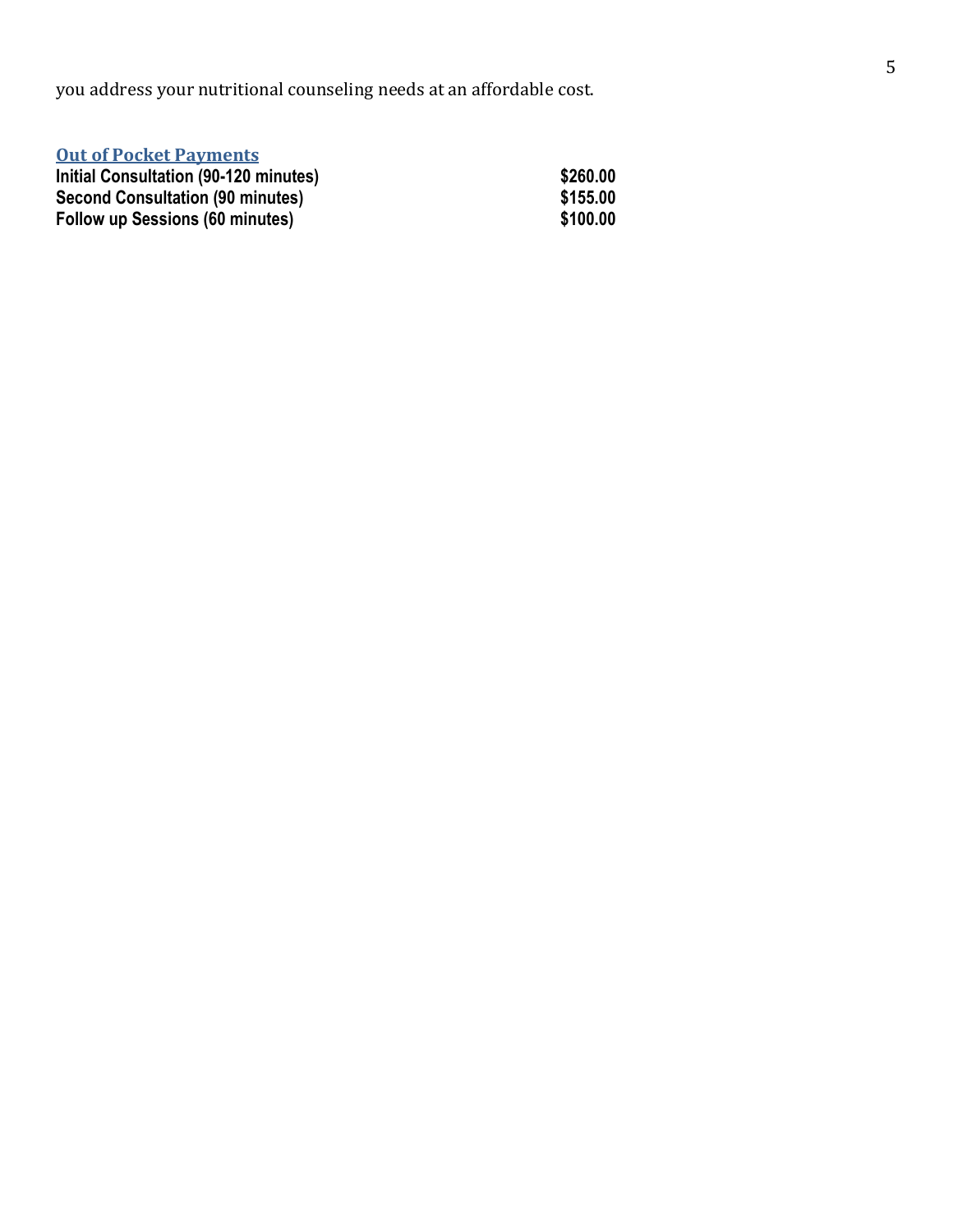you address your nutritional counseling needs at an affordable cost.

## Out of Pocket Payments

| | |
|---|---|
| **Initial Consultation (90-120 minutes)** | **$260.00** |
| **Second Consultation (90 minutes)** | **$155.00** |
| **Follow up Sessions (60 minutes)** | **$100.00** |